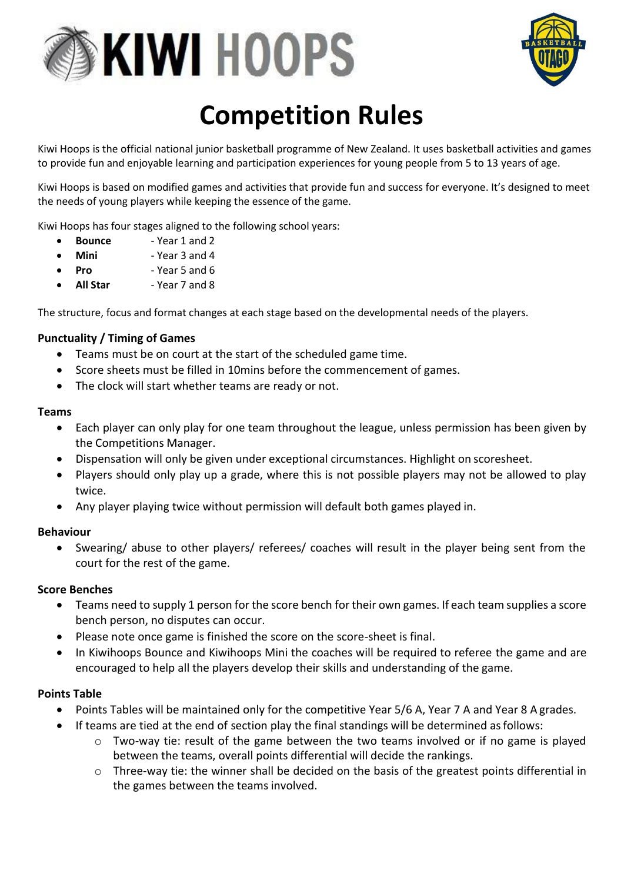# Competition Rules

Kiwi Hoops is the official national junior basketball programme of New Zealand. It uses basketball activities and games to provide fun and enjoyable learning and participation experiences for young people from 5 to 13 years of age.

Kiwi Hoops is based on modified games and activities that provide fun and success for everyone. It's designed to meet the needs of young players while keeping the essence of the game.

Kiwi Hoops has four stages aligned to the following school years:

- **Bounce** - Year 1 and 2
- **Mini** - Year 3 and 4
- **Pro** - Year 5 and 6
- **All Star** - Year 7 and 8

The structure, focus and format changes at each stage based on the developmental needs of the players.

### Punctuality / Timing of Games

- Teams must be on court at the start of the scheduled game time.
- Score sheets must be filled in 10mins before the commencement of games.
- The clock will start whether teams are ready or not.

### Teams

- Each player can only play for one team throughout the league, unless permission has been given by the Competitions Manager.
- Dispensation will only be given under exceptional circumstances. Highlight on scoresheet.
- Players should only play up a grade, where this is not possible players may not be allowed to play twice.
- Any player playing twice without permission will default both games played in.

### Behaviour

- Swearing/ abuse to other players/ referees/ coaches will result in the player being sent from the court for the rest of the game.

### Score Benches

- Teams need to supply 1 person for the score bench for their own games. If each team supplies a score bench person, no disputes can occur.
- Please note once game is finished the score on the score-sheet is final.
- In Kiwihoops Bounce and Kiwihoops Mini the coaches will be required to referee the game and are encouraged to help all the players develop their skills and understanding of the game.

### Points Table

- Points Tables will be maintained only for the competitive Year 5/6 A, Year 7 A and Year 8 A grades.
- If teams are tied at the end of section play the final standings will be determined as follows:
  - Two-way tie: result of the game between the two teams involved or if no game is played between the teams, overall points differential will decide the rankings.
  - Three-way tie: the winner shall be decided on the basis of the greatest points differential in the games between the teams involved.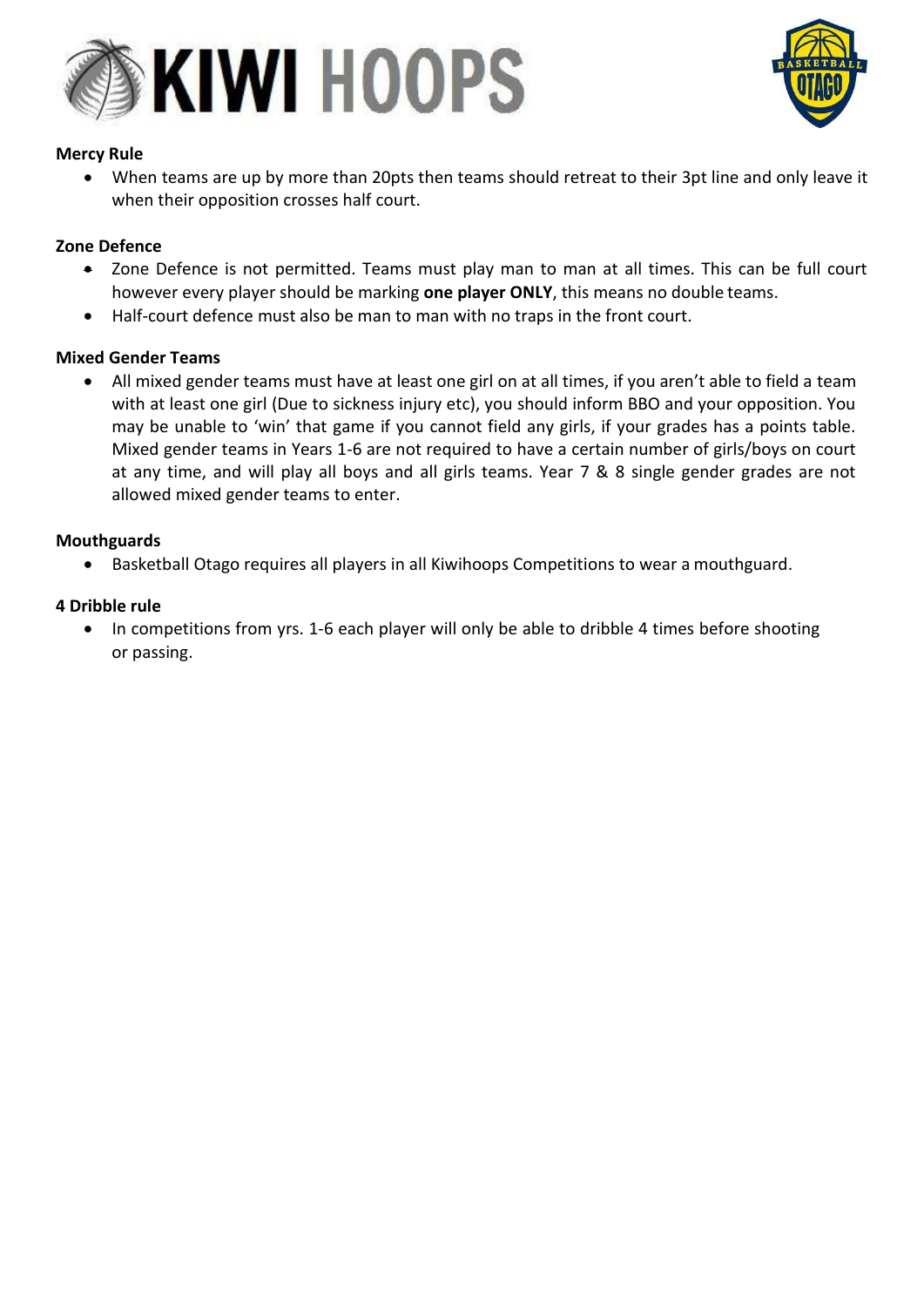**Mercy Rule**

- When teams are up by more than 20pts then teams should retreat to their 3pt line and only leave it when their opposition crosses half court.

**Zone Defence**

- Zone Defence is not permitted. Teams must play man to man at all times. This can be full court however every player should be marking **one player ONLY**, this means no double teams.
- Half-court defence must also be man to man with no traps in the front court.

**Mixed Gender Teams**

- All mixed gender teams must have at least one girl on at all times, if you aren't able to field a team with at least one girl (Due to sickness injury etc), you should inform BBO and your opposition. You may be unable to 'win' that game if you cannot field any girls, if your grades has a points table. Mixed gender teams in Years 1-6 are not required to have a certain number of girls/boys on court at any time, and will play all boys and all girls teams. Year 7 & 8 single gender grades are not allowed mixed gender teams to enter.

**Mouthguards**

- Basketball Otago requires all players in all Kiwihoops Competitions to wear a mouthguard.

**4 Dribble rule**

- In competitions from yrs. 1-6 each player will only be able to dribble 4 times before shooting or passing.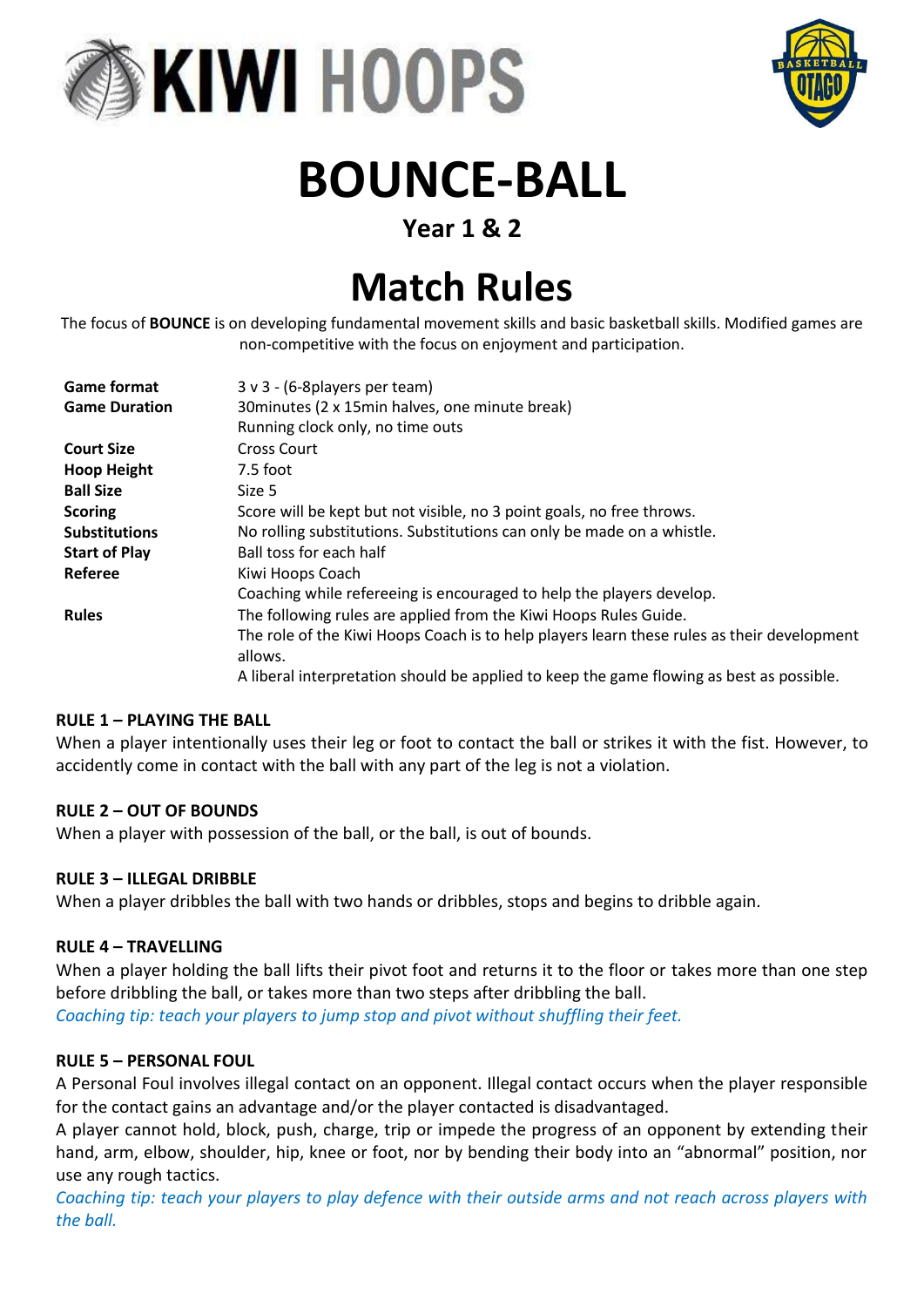# BOUNCE-BALL

## Year 1 & 2

# Match Rules

The focus of **BOUNCE** is on developing fundamental movement skills and basic basketball skills. Modified games are non-competitive with the focus on enjoyment and participation.

| | |
|---|---|
| **Game format** | 3 v 3 - (6-8players per team) |
| **Game Duration** | 30minutes (2 x 15min halves, one minute break)<br>Running clock only, no time outs |
| **Court Size** | Cross Court |
| **Hoop Height** | 7.5 foot |
| **Ball Size** | Size 5 |
| **Scoring** | Score will be kept but not visible, no 3 point goals, no free throws. |
| **Substitutions** | No rolling substitutions. Substitutions can only be made on a whistle. |
| **Start of Play** | Ball toss for each half |
| **Referee** | Kiwi Hoops Coach<br>Coaching while refereeing is encouraged to help the players develop. |
| **Rules** | The following rules are applied from the Kiwi Hoops Rules Guide.<br>The role of the Kiwi Hoops Coach is to help players learn these rules as their development allows.<br>A liberal interpretation should be applied to keep the game flowing as best as possible. |

### RULE 1 – PLAYING THE BALL

When a player intentionally uses their leg or foot to contact the ball or strikes it with the fist. However, to accidently come in contact with the ball with any part of the leg is not a violation.

### RULE 2 – OUT OF BOUNDS

When a player with possession of the ball, or the ball, is out of bounds.

### RULE 3 – ILLEGAL DRIBBLE

When a player dribbles the ball with two hands or dribbles, stops and begins to dribble again.

### RULE 4 – TRAVELLING

When a player holding the ball lifts their pivot foot and returns it to the floor or takes more than one step before dribbling the ball, or takes more than two steps after dribbling the ball.

*Coaching tip: teach your players to jump stop and pivot without shuffling their feet.*

### RULE 5 – PERSONAL FOUL

A Personal Foul involves illegal contact on an opponent. Illegal contact occurs when the player responsible for the contact gains an advantage and/or the player contacted is disadvantaged.

A player cannot hold, block, push, charge, trip or impede the progress of an opponent by extending their hand, arm, elbow, shoulder, hip, knee or foot, nor by bending their body into an "abnormal" position, nor use any rough tactics.

*Coaching tip: teach your players to play defence with their outside arms and not reach across players with the ball.*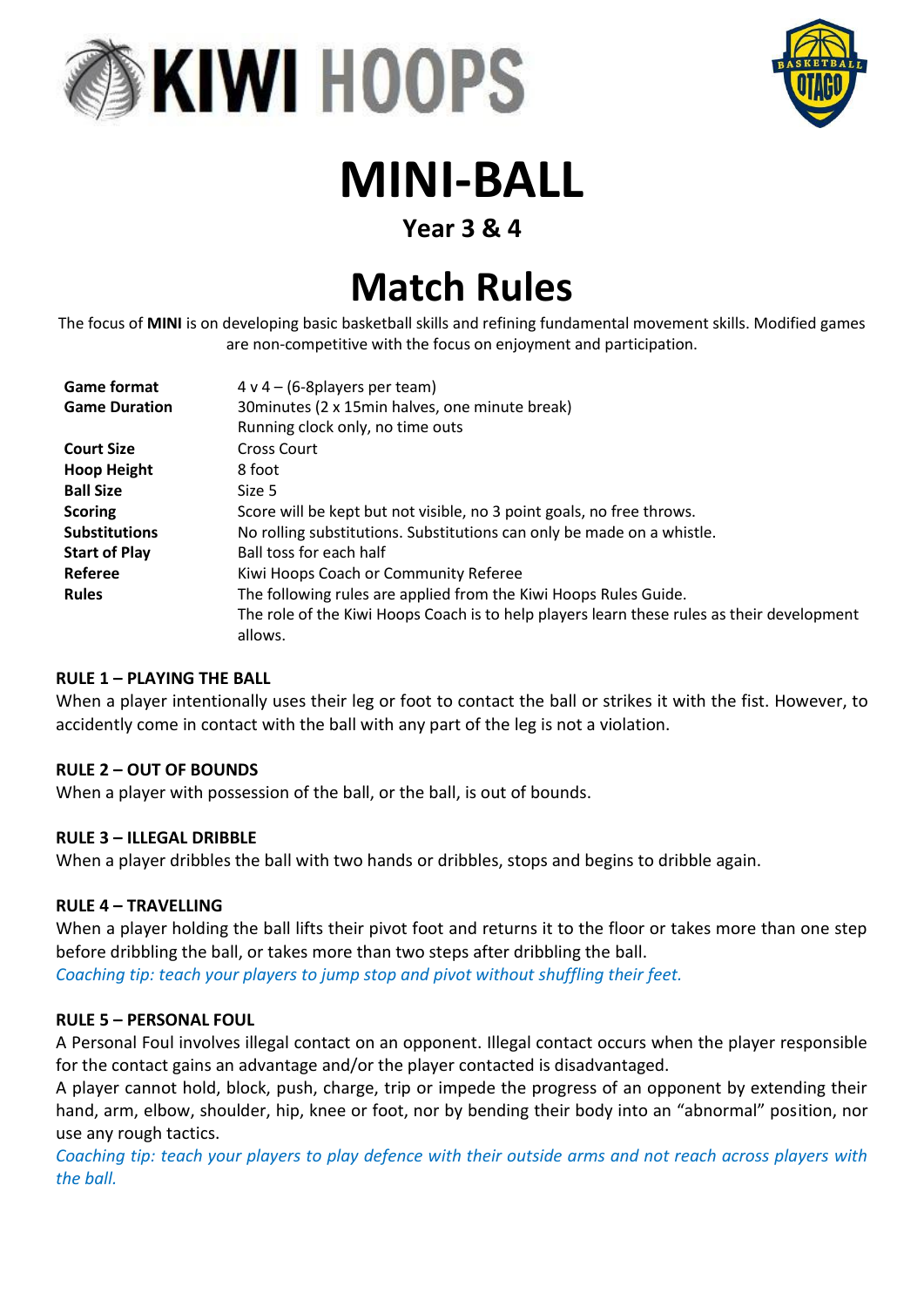# MINI-BALL

## Year 3 & 4

# Match Rules

The focus of **MINI** is on developing basic basketball skills and refining fundamental movement skills. Modified games are non-competitive with the focus on enjoyment and participation.

| | |
|---|---|
| **Game format** | 4 v 4 – (6-8players per team) |
| **Game Duration** | 30minutes (2 x 15min halves, one minute break)<br>Running clock only, no time outs |
| **Court Size** | Cross Court |
| **Hoop Height** | 8 foot |
| **Ball Size** | Size 5 |
| **Scoring** | Score will be kept but not visible, no 3 point goals, no free throws. |
| **Substitutions** | No rolling substitutions. Substitutions can only be made on a whistle. |
| **Start of Play** | Ball toss for each half |
| **Referee** | Kiwi Hoops Coach or Community Referee |
| **Rules** | The following rules are applied from the Kiwi Hoops Rules Guide.<br>The role of the Kiwi Hoops Coach is to help players learn these rules as their development allows. |

**RULE 1 – PLAYING THE BALL**

When a player intentionally uses their leg or foot to contact the ball or strikes it with the fist. However, to accidently come in contact with the ball with any part of the leg is not a violation.

**RULE 2 – OUT OF BOUNDS**

When a player with possession of the ball, or the ball, is out of bounds.

**RULE 3 – ILLEGAL DRIBBLE**

When a player dribbles the ball with two hands or dribbles, stops and begins to dribble again.

**RULE 4 – TRAVELLING**

When a player holding the ball lifts their pivot foot and returns it to the floor or takes more than one step before dribbling the ball, or takes more than two steps after dribbling the ball.

*Coaching tip: teach your players to jump stop and pivot without shuffling their feet.*

**RULE 5 – PERSONAL FOUL**

A Personal Foul involves illegal contact on an opponent. Illegal contact occurs when the player responsible for the contact gains an advantage and/or the player contacted is disadvantaged.

A player cannot hold, block, push, charge, trip or impede the progress of an opponent by extending their hand, arm, elbow, shoulder, hip, knee or foot, nor by bending their body into an "abnormal" position, nor use any rough tactics.

*Coaching tip: teach your players to play defence with their outside arms and not reach across players with the ball.*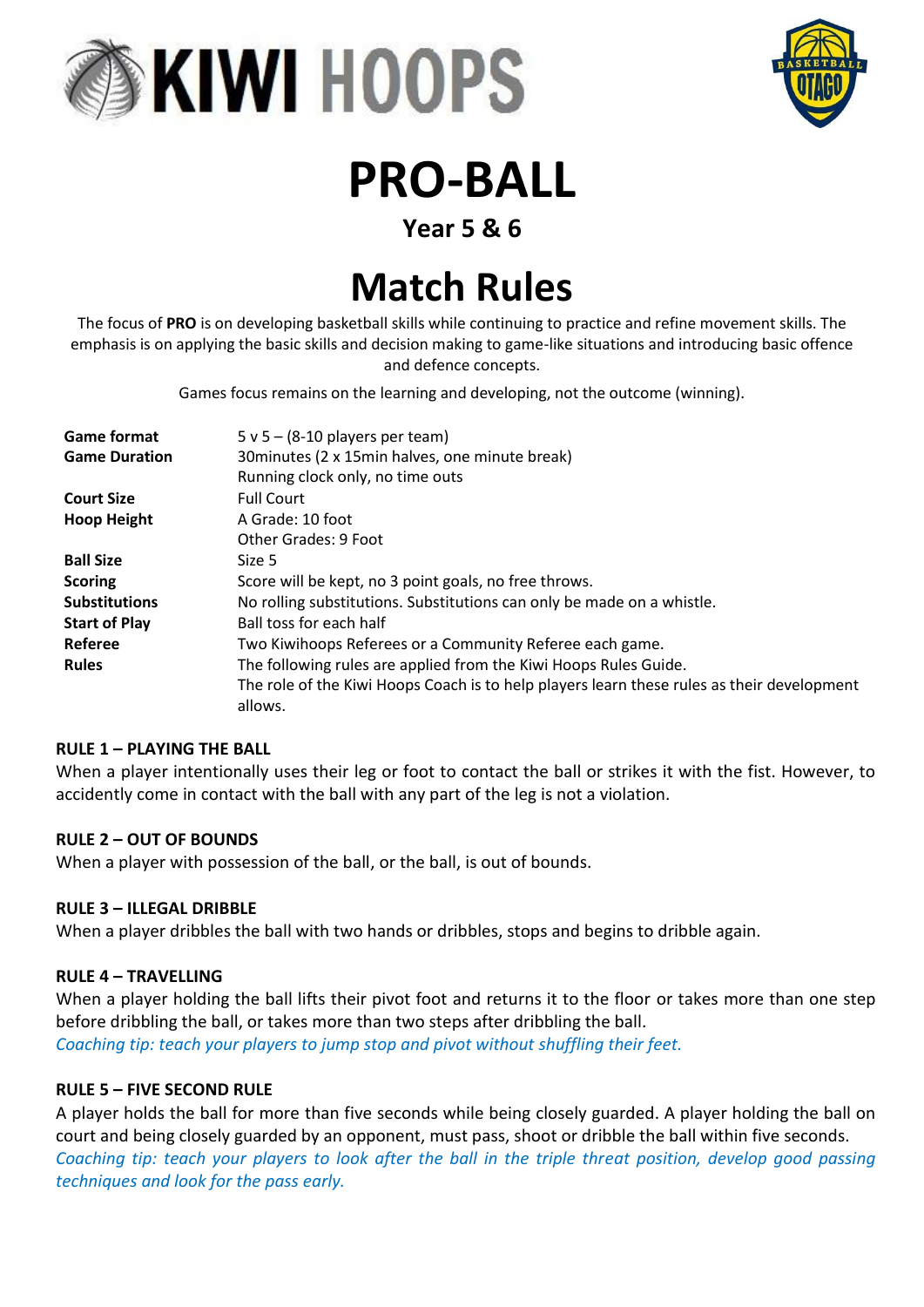# PRO-BALL

## Year 5 & 6

# Match Rules

The focus of **PRO** is on developing basketball skills while continuing to practice and refine movement skills. The emphasis is on applying the basic skills and decision making to game-like situations and introducing basic offence and defence concepts.

Games focus remains on the learning and developing, not the outcome (winning).

| | |
|---|---|
| **Game format** | 5 v 5 – (8-10 players per team) |
| **Game Duration** | 30minutes (2 x 15min halves, one minute break)<br>Running clock only, no time outs |
| **Court Size** | Full Court |
| **Hoop Height** | A Grade: 10 foot<br>Other Grades: 9 Foot |
| **Ball Size** | Size 5 |
| **Scoring** | Score will be kept, no 3 point goals, no free throws. |
| **Substitutions** | No rolling substitutions. Substitutions can only be made on a whistle. |
| **Start of Play** | Ball toss for each half |
| **Referee** | Two Kiwihoops Referees or a Community Referee each game. |
| **Rules** | The following rules are applied from the Kiwi Hoops Rules Guide.<br>The role of the Kiwi Hoops Coach is to help players learn these rules as their development allows. |

### RULE 1 – PLAYING THE BALL

When a player intentionally uses their leg or foot to contact the ball or strikes it with the fist. However, to accidently come in contact with the ball with any part of the leg is not a violation.

### RULE 2 – OUT OF BOUNDS

When a player with possession of the ball, or the ball, is out of bounds.

### RULE 3 – ILLEGAL DRIBBLE

When a player dribbles the ball with two hands or dribbles, stops and begins to dribble again.

### RULE 4 – TRAVELLING

When a player holding the ball lifts their pivot foot and returns it to the floor or takes more than one step before dribbling the ball, or takes more than two steps after dribbling the ball.

*Coaching tip: teach your players to jump stop and pivot without shuffling their feet.*

### RULE 5 – FIVE SECOND RULE

A player holds the ball for more than five seconds while being closely guarded. A player holding the ball on court and being closely guarded by an opponent, must pass, shoot or dribble the ball within five seconds.

*Coaching tip: teach your players to look after the ball in the triple threat position, develop good passing techniques and look for the pass early.*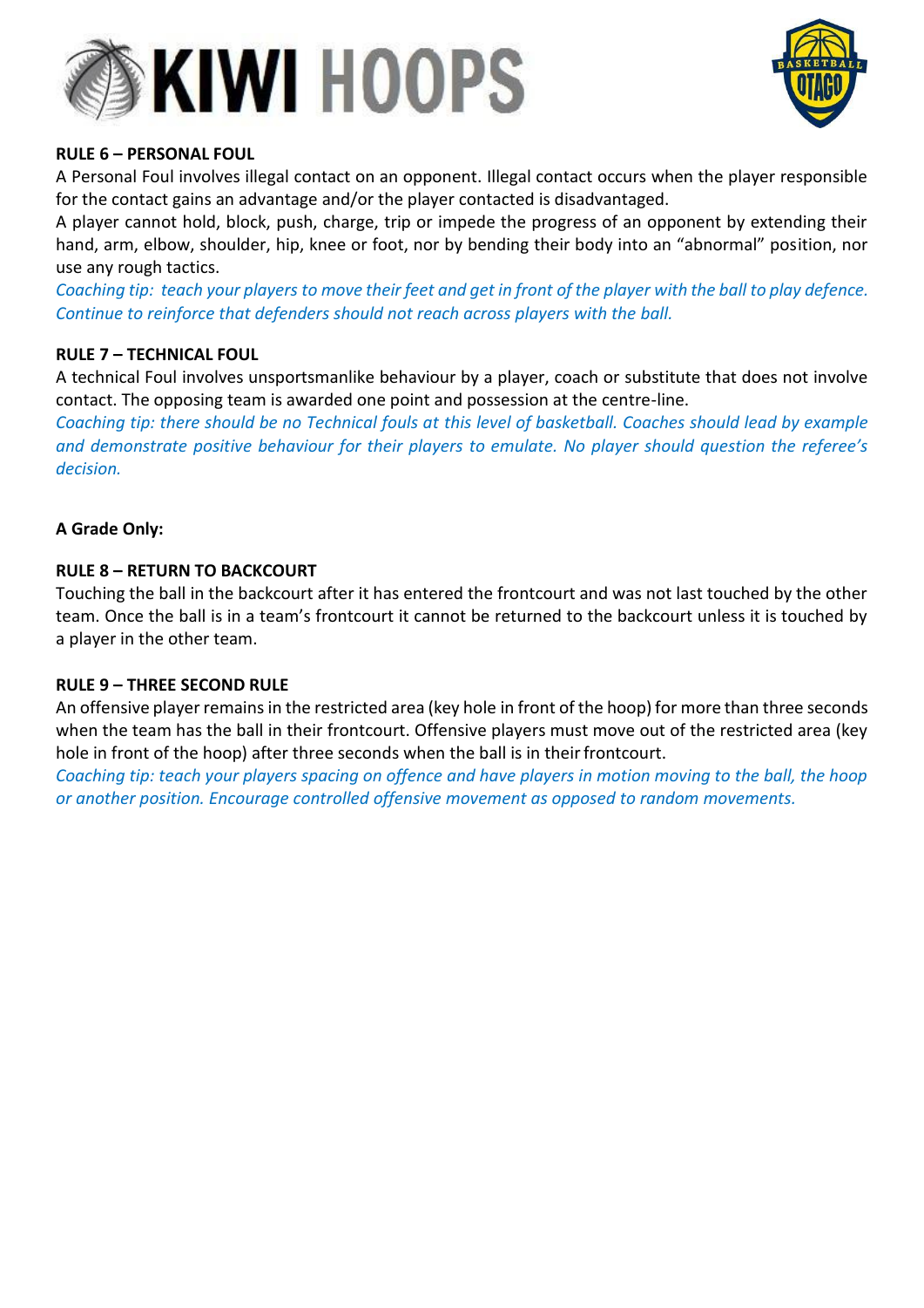**RULE 6 – PERSONAL FOUL**

A Personal Foul involves illegal contact on an opponent. Illegal contact occurs when the player responsible for the contact gains an advantage and/or the player contacted is disadvantaged.

A player cannot hold, block, push, charge, trip or impede the progress of an opponent by extending their hand, arm, elbow, shoulder, hip, knee or foot, nor by bending their body into an "abnormal" position, nor use any rough tactics.

*Coaching tip: teach your players to move their feet and get in front of the player with the ball to play defence. Continue to reinforce that defenders should not reach across players with the ball.*

**RULE 7 – TECHNICAL FOUL**

A technical Foul involves unsportsmanlike behaviour by a player, coach or substitute that does not involve contact. The opposing team is awarded one point and possession at the centre-line.

*Coaching tip: there should be no Technical fouls at this level of basketball. Coaches should lead by example and demonstrate positive behaviour for their players to emulate. No player should question the referee's decision.*

**A Grade Only:**

**RULE 8 – RETURN TO BACKCOURT**

Touching the ball in the backcourt after it has entered the frontcourt and was not last touched by the other team. Once the ball is in a team's frontcourt it cannot be returned to the backcourt unless it is touched by a player in the other team.

**RULE 9 – THREE SECOND RULE**

An offensive player remains in the restricted area (key hole in front of the hoop) for more than three seconds when the team has the ball in their frontcourt. Offensive players must move out of the restricted area (key hole in front of the hoop) after three seconds when the ball is in their frontcourt.

*Coaching tip: teach your players spacing on offence and have players in motion moving to the ball, the hoop or another position. Encourage controlled offensive movement as opposed to random movements.*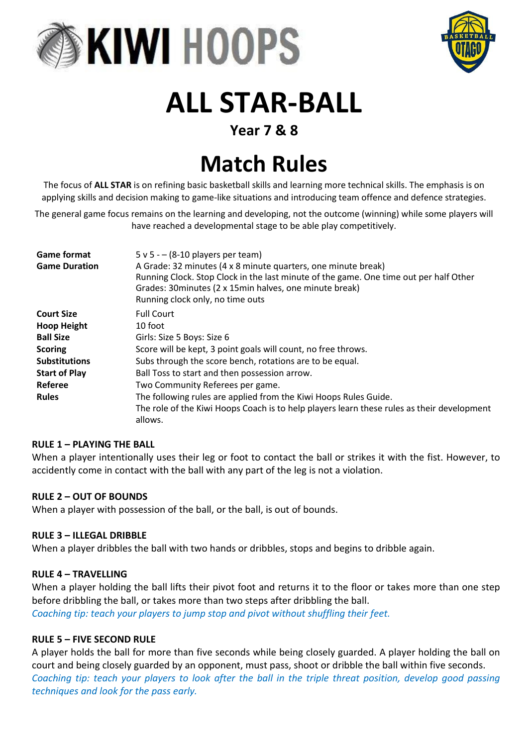# ALL STAR-BALL

## Year 7 & 8

# Match Rules

The focus of **ALL STAR** is on refining basic basketball skills and learning more technical skills. The emphasis is on applying skills and decision making to game-like situations and introducing team offence and defence strategies.

The general game focus remains on the learning and developing, not the outcome (winning) while some players will have reached a developmental stage to be able play competitively.

| | |
|---|---|
| **Game format** | 5 v 5 - – (8-10 players per team) |
| **Game Duration** | A Grade: 32 minutes (4 x 8 minute quarters, one minute break)<br>Running Clock. Stop Clock in the last minute of the game. One time out per half Other Grades: 30minutes (2 x 15min halves, one minute break)<br>Running clock only, no time outs |
| **Court Size** | Full Court |
| **Hoop Height** | 10 foot |
| **Ball Size** | Girls: Size 5 Boys: Size 6 |
| **Scoring** | Score will be kept, 3 point goals will count, no free throws. |
| **Substitutions** | Subs through the score bench, rotations are to be equal. |
| **Start of Play** | Ball Toss to start and then possession arrow. |
| **Referee** | Two Community Referees per game. |
| **Rules** | The following rules are applied from the Kiwi Hoops Rules Guide.<br>The role of the Kiwi Hoops Coach is to help players learn these rules as their development allows. |

#### RULE 1 – PLAYING THE BALL

When a player intentionally uses their leg or foot to contact the ball or strikes it with the fist. However, to accidently come in contact with the ball with any part of the leg is not a violation.

#### RULE 2 – OUT OF BOUNDS

When a player with possession of the ball, or the ball, is out of bounds.

#### RULE 3 – ILLEGAL DRIBBLE

When a player dribbles the ball with two hands or dribbles, stops and begins to dribble again.

#### RULE 4 – TRAVELLING

When a player holding the ball lifts their pivot foot and returns it to the floor or takes more than one step before dribbling the ball, or takes more than two steps after dribbling the ball.

*Coaching tip: teach your players to jump stop and pivot without shuffling their feet.*

#### RULE 5 – FIVE SECOND RULE

A player holds the ball for more than five seconds while being closely guarded. A player holding the ball on court and being closely guarded by an opponent, must pass, shoot or dribble the ball within five seconds.

*Coaching tip: teach your players to look after the ball in the triple threat position, develop good passing techniques and look for the pass early.*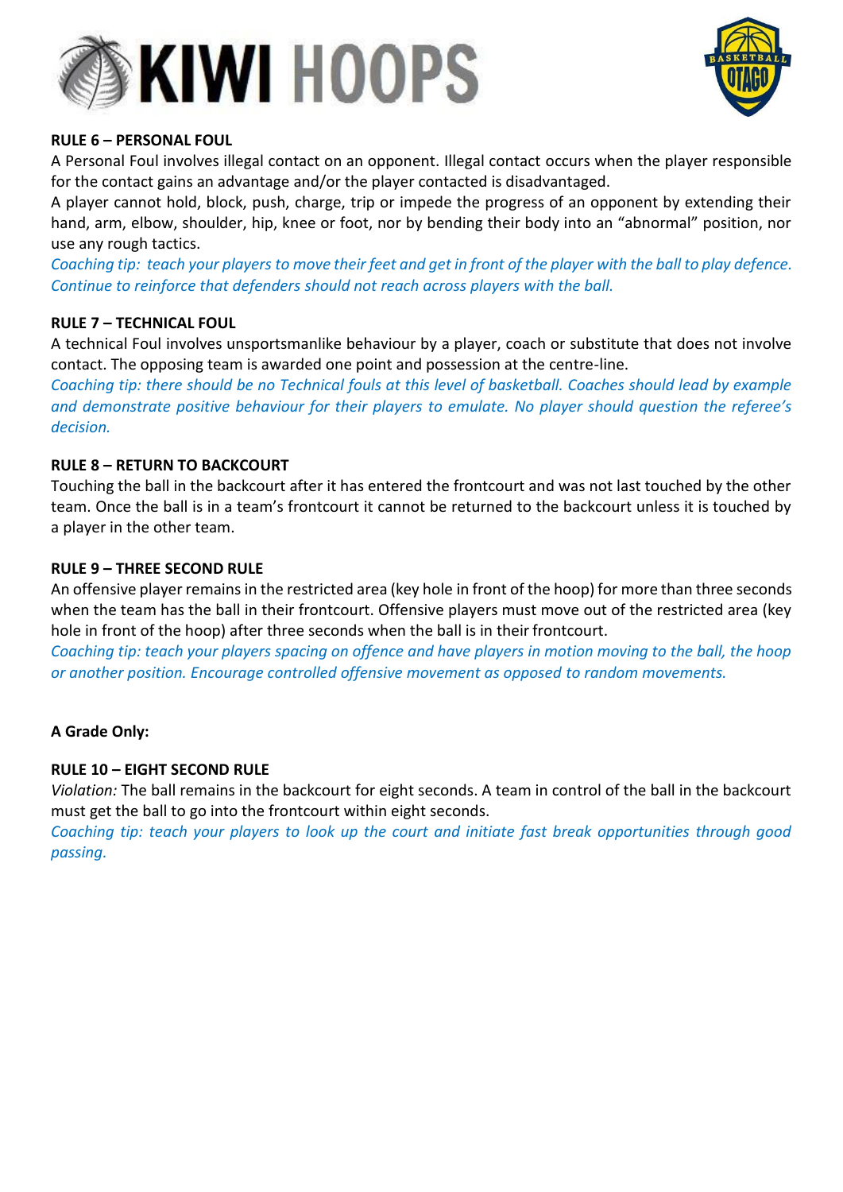**RULE 6 – PERSONAL FOUL**

A Personal Foul involves illegal contact on an opponent. Illegal contact occurs when the player responsible for the contact gains an advantage and/or the player contacted is disadvantaged.

A player cannot hold, block, push, charge, trip or impede the progress of an opponent by extending their hand, arm, elbow, shoulder, hip, knee or foot, nor by bending their body into an "abnormal" position, nor use any rough tactics.

*Coaching tip: teach your players to move their feet and get in front of the player with the ball to play defence. Continue to reinforce that defenders should not reach across players with the ball.*

**RULE 7 – TECHNICAL FOUL**

A technical Foul involves unsportsmanlike behaviour by a player, coach or substitute that does not involve contact. The opposing team is awarded one point and possession at the centre-line.

*Coaching tip: there should be no Technical fouls at this level of basketball. Coaches should lead by example and demonstrate positive behaviour for their players to emulate. No player should question the referee's decision.*

**RULE 8 – RETURN TO BACKCOURT**

Touching the ball in the backcourt after it has entered the frontcourt and was not last touched by the other team. Once the ball is in a team's frontcourt it cannot be returned to the backcourt unless it is touched by a player in the other team.

**RULE 9 – THREE SECOND RULE**

An offensive player remains in the restricted area (key hole in front of the hoop) for more than three seconds when the team has the ball in their frontcourt. Offensive players must move out of the restricted area (key hole in front of the hoop) after three seconds when the ball is in their frontcourt.

*Coaching tip: teach your players spacing on offence and have players in motion moving to the ball, the hoop or another position. Encourage controlled offensive movement as opposed to random movements.*

**A Grade Only:**

**RULE 10 – EIGHT SECOND RULE**

*Violation:* The ball remains in the backcourt for eight seconds. A team in control of the ball in the backcourt must get the ball to go into the frontcourt within eight seconds.

*Coaching tip: teach your players to look up the court and initiate fast break opportunities through good passing.*